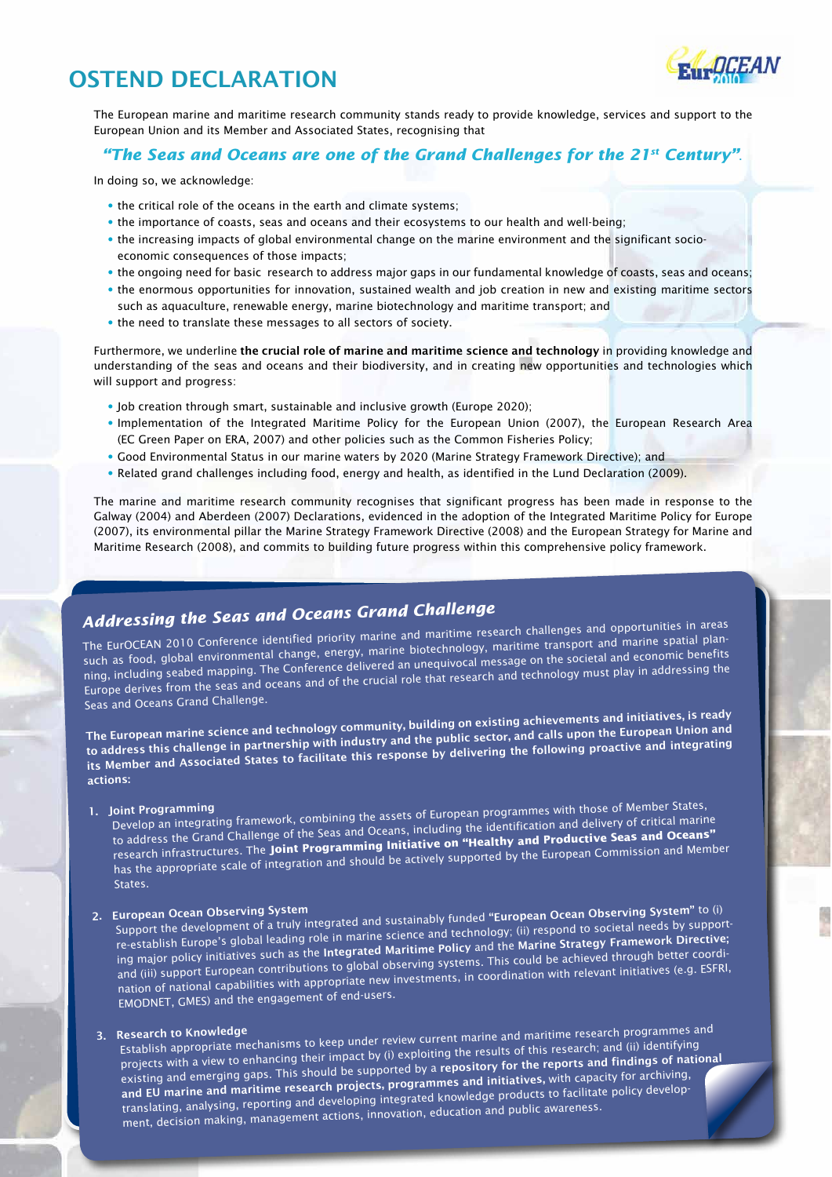# OSTEND DECLARATION

The European marine and maritime research community stands ready to provide knowledge, services and support to the European Union and its Member and Associated States, recognising that

***"The Seas and Oceans are one of the Grand Challenges for the 21st Century".***

In doing so, we acknowledge:

- the critical role of the oceans in the earth and climate systems;
- the importance of coasts, seas and oceans and their ecosystems to our health and well-being;
- the increasing impacts of global environmental change on the marine environment and the significant socio-economic consequences of those impacts;
- the ongoing need for basic research to address major gaps in our fundamental knowledge of coasts, seas and oceans;
- the enormous opportunities for innovation, sustained wealth and job creation in new and existing maritime sectors such as aquaculture, renewable energy, marine biotechnology and maritime transport; and
- the need to translate these messages to all sectors of society.

Furthermore, we underline **the crucial role of marine and maritime science and technology** in providing knowledge and understanding of the seas and oceans and their biodiversity, and in creating new opportunities and technologies which will support and progress:

- Job creation through smart, sustainable and inclusive growth (Europe 2020);
- Implementation of the Integrated Maritime Policy for the European Union (2007), the European Research Area (EC Green Paper on ERA, 2007) and other policies such as the Common Fisheries Policy;
- Good Environmental Status in our marine waters by 2020 (Marine Strategy Framework Directive); and
- Related grand challenges including food, energy and health, as identified in the Lund Declaration (2009).

The marine and maritime research community recognises that significant progress has been made in response to the Galway (2004) and Aberdeen (2007) Declarations, evidenced in the adoption of the Integrated Maritime Policy for Europe (2007), its environmental pillar the Marine Strategy Framework Directive (2008) and the European Strategy for Marine and Maritime Research (2008), and commits to building future progress within this comprehensive policy framework.

## *Addressing the Seas and Oceans Grand Challenge*

The EurOCEAN 2010 Conference identified priority marine and maritime research challenges and opportunities in areas such as food, global environmental change, energy, marine biotechnology, maritime transport and marine spatial planning, including seabed mapping. The Conference delivered an unequivocal message on the societal and economic benefits Europe derives from the seas and oceans and of the crucial role that research and technology must play in addressing the Seas and Oceans Grand Challenge.

**The European marine science and technology community, building on existing achievements and initiatives, is ready to address this challenge in partnership with industry and the public sector, and calls upon the European Union and its Member and Associated States to facilitate this response by delivering the following proactive and integrating actions:**

1. **Joint Programming**
   Develop an integrating framework, combining the assets of European programmes with those of Member States, to address the Grand Challenge of the Seas and Oceans, including the identification and delivery of critical marine research infrastructures. The **Joint Programming Initiative on "Healthy and Productive Seas and Oceans"** has the appropriate scale of integration and should be actively supported by the European Commission and Member States.

2. **European Ocean Observing System**
   Support the development of a truly integrated and sustainably funded **"European Ocean Observing System"** to (i) re-establish Europe's global leading role in marine science and technology; (ii) respond to societal needs by supporting major policy initiatives such as the **Integrated Maritime Policy** and the **Marine Strategy Framework Directive;** and (iii) support European contributions to global observing systems. This could be achieved through better coordination of national capabilities with appropriate new investments, in coordination with relevant initiatives (e.g. ESFRI, EMODNET, GMES) and the engagement of end-users.

3. **Research to Knowledge**
   Establish appropriate mechanisms to keep under review current marine and maritime research programmes and projects with a view to enhancing their impact by (i) exploiting the results of this research; and (ii) identifying existing and emerging gaps. This should be supported by a **repository for the reports and findings of national and EU marine and maritime research projects, programmes and initiatives,** with capacity for archiving, translating, analysing, reporting and developing integrated knowledge products to facilitate policy development, decision making, management actions, innovation, education and public awareness.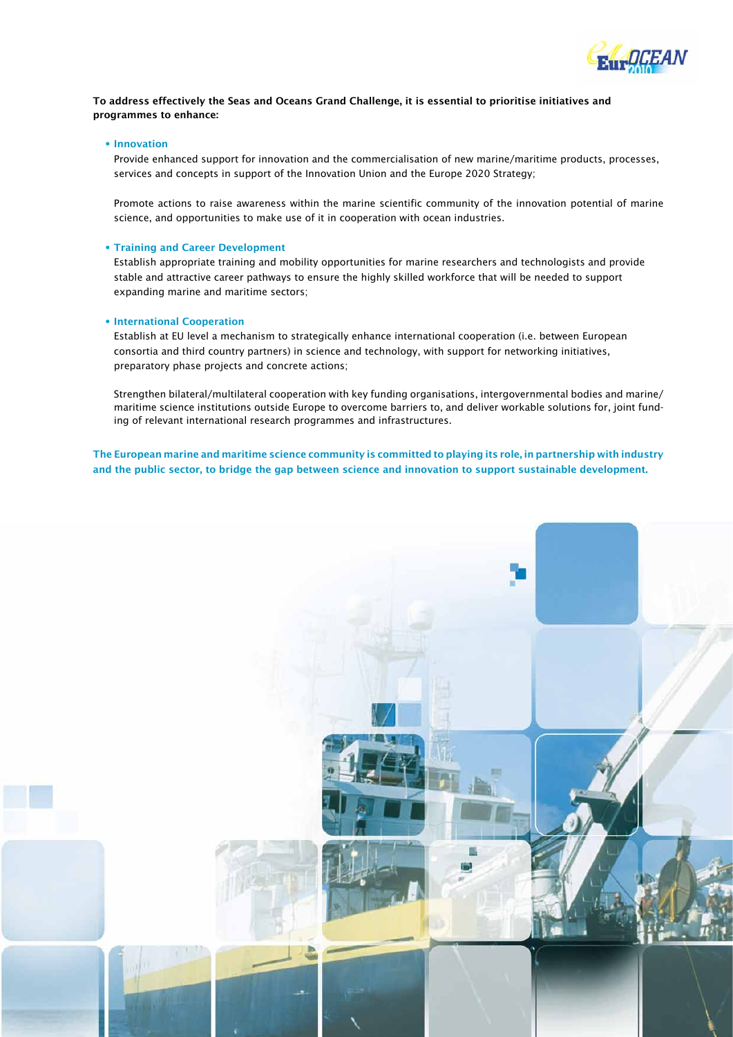**To address effectively the Seas and Oceans Grand Challenge, it is essential to prioritise initiatives and programmes to enhance:**

- **Innovation**

  Provide enhanced support for innovation and the commercialisation of new marine/maritime products, processes, services and concepts in support of the Innovation Union and the Europe 2020 Strategy;

  Promote actions to raise awareness within the marine scientific community of the innovation potential of marine science, and opportunities to make use of it in cooperation with ocean industries.

- **Training and Career Development**

  Establish appropriate training and mobility opportunities for marine researchers and technologists and provide stable and attractive career pathways to ensure the highly skilled workforce that will be needed to support expanding marine and maritime sectors;

- **International Cooperation**

  Establish at EU level a mechanism to strategically enhance international cooperation (i.e. between European consortia and third country partners) in science and technology, with support for networking initiatives, preparatory phase projects and concrete actions;

  Strengthen bilateral/multilateral cooperation with key funding organisations, intergovernmental bodies and marine/maritime science institutions outside Europe to overcome barriers to, and deliver workable solutions for, joint funding of relevant international research programmes and infrastructures.

**The European marine and maritime science community is committed to playing its role, in partnership with industry and the public sector, to bridge the gap between science and innovation to support sustainable development.**